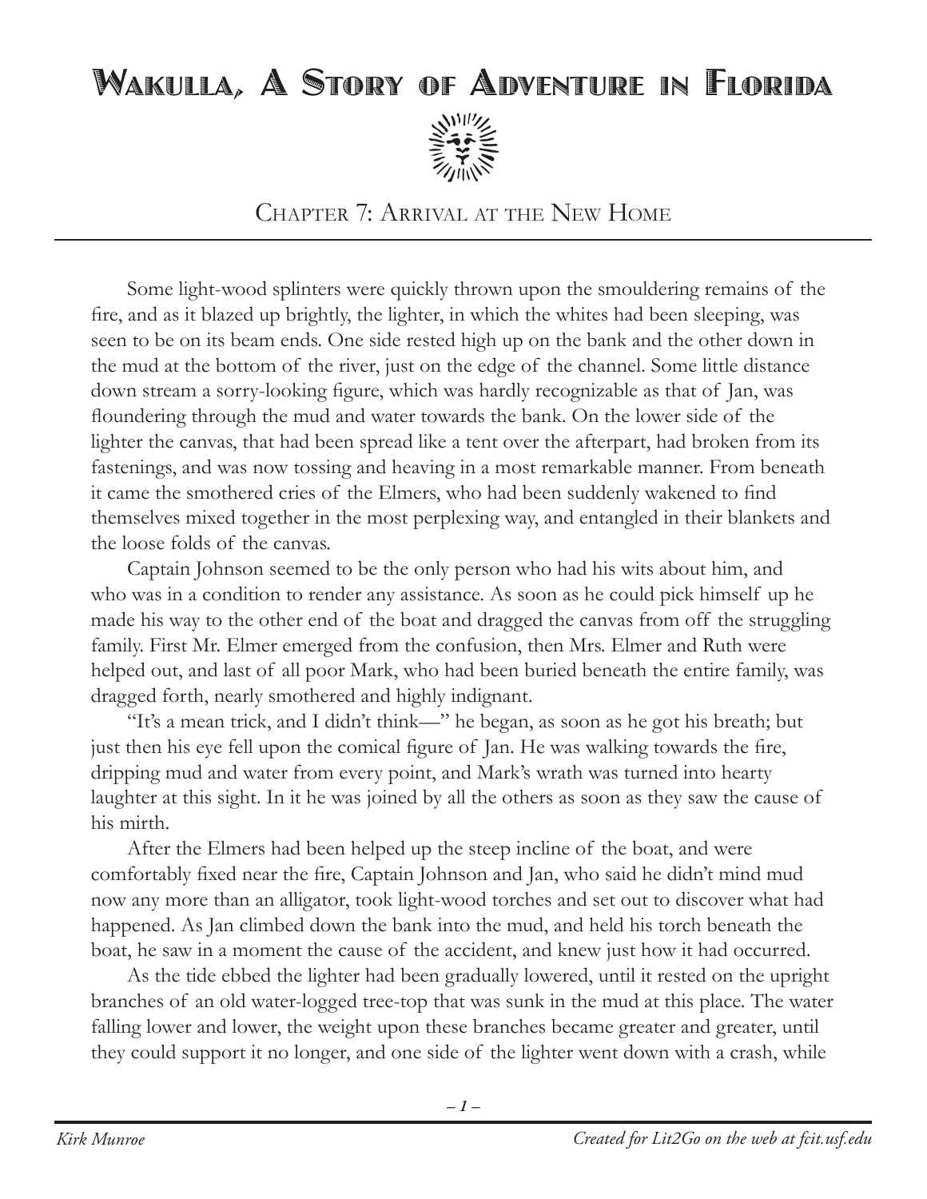# Wakulla, A Story of Adventure in Florida

## Chapter 7: Arrival at the New Home

Some light-wood splinters were quickly thrown upon the smouldering remains of the fire, and as it blazed up brightly, the lighter, in which the whites had been sleeping, was seen to be on its beam ends. One side rested high up on the bank and the other down in the mud at the bottom of the river, just on the edge of the channel. Some little distance down stream a sorry-looking figure, which was hardly recognizable as that of Jan, was floundering through the mud and water towards the bank. On the lower side of the lighter the canvas, that had been spread like a tent over the afterpart, had broken from its fastenings, and was now tossing and heaving in a most remarkable manner. From beneath it came the smothered cries of the Elmers, who had been suddenly wakened to find themselves mixed together in the most perplexing way, and entangled in their blankets and the loose folds of the canvas.

Captain Johnson seemed to be the only person who had his wits about him, and who was in a condition to render any assistance. As soon as he could pick himself up he made his way to the other end of the boat and dragged the canvas from off the struggling family. First Mr. Elmer emerged from the confusion, then Mrs. Elmer and Ruth were helped out, and last of all poor Mark, who had been buried beneath the entire family, was dragged forth, nearly smothered and highly indignant.

"It's a mean trick, and I didn't think—" he began, as soon as he got his breath; but just then his eye fell upon the comical figure of Jan. He was walking towards the fire, dripping mud and water from every point, and Mark's wrath was turned into hearty laughter at this sight. In it he was joined by all the others as soon as they saw the cause of his mirth.

After the Elmers had been helped up the steep incline of the boat, and were comfortably fixed near the fire, Captain Johnson and Jan, who said he didn't mind mud now any more than an alligator, took light-wood torches and set out to discover what had happened. As Jan climbed down the bank into the mud, and held his torch beneath the boat, he saw in a moment the cause of the accident, and knew just how it had occurred.

As the tide ebbed the lighter had been gradually lowered, until it rested on the upright branches of an old water-logged tree-top that was sunk in the mud at this place. The water falling lower and lower, the weight upon these branches became greater and greater, until they could support it no longer, and one side of the lighter went down with a crash, while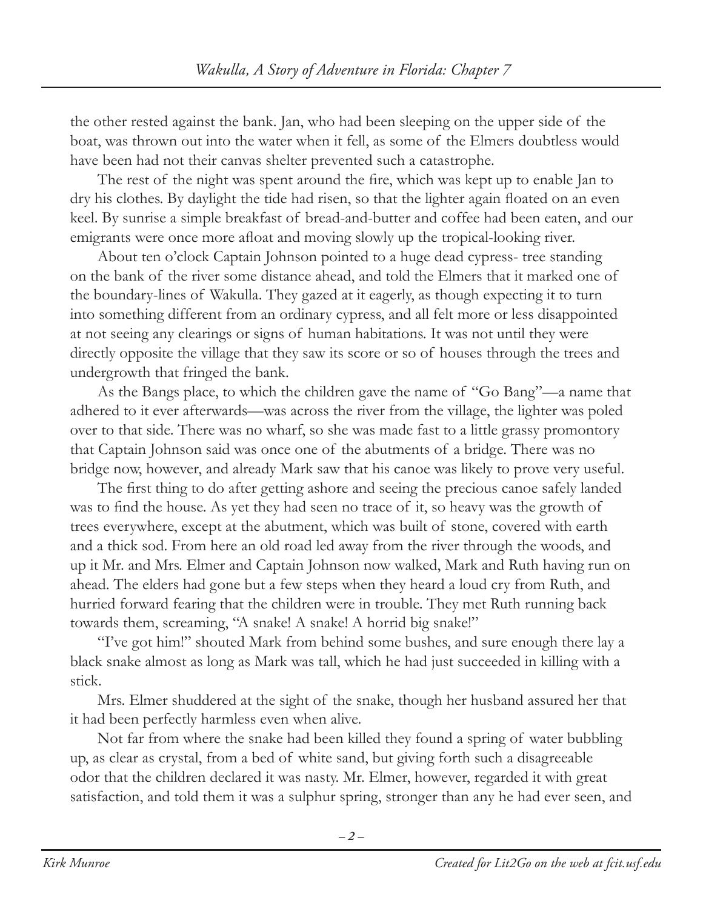the other rested against the bank. Jan, who had been sleeping on the upper side of the boat, was thrown out into the water when it fell, as some of the Elmers doubtless would have been had not their canvas shelter prevented such a catastrophe.

The rest of the night was spent around the fire, which was kept up to enable Jan to dry his clothes. By daylight the tide had risen, so that the lighter again floated on an even keel. By sunrise a simple breakfast of bread-and-butter and coffee had been eaten, and our emigrants were once more afloat and moving slowly up the tropical-looking river.

About ten o'clock Captain Johnson pointed to a huge dead cypress- tree standing on the bank of the river some distance ahead, and told the Elmers that it marked one of the boundary-lines of Wakulla. They gazed at it eagerly, as though expecting it to turn into something different from an ordinary cypress, and all felt more or less disappointed at not seeing any clearings or signs of human habitations. It was not until they were directly opposite the village that they saw its score or so of houses through the trees and undergrowth that fringed the bank.

As the Bangs place, to which the children gave the name of "Go Bang"—a name that adhered to it ever afterwards—was across the river from the village, the lighter was poled over to that side. There was no wharf, so she was made fast to a little grassy promontory that Captain Johnson said was once one of the abutments of a bridge. There was no bridge now, however, and already Mark saw that his canoe was likely to prove very useful.

The first thing to do after getting ashore and seeing the precious canoe safely landed was to find the house. As yet they had seen no trace of it, so heavy was the growth of trees everywhere, except at the abutment, which was built of stone, covered with earth and a thick sod. From here an old road led away from the river through the woods, and up it Mr. and Mrs. Elmer and Captain Johnson now walked, Mark and Ruth having run on ahead. The elders had gone but a few steps when they heard a loud cry from Ruth, and hurried forward fearing that the children were in trouble. They met Ruth running back towards them, screaming, "A snake! A snake! A horrid big snake!"

"I've got him!" shouted Mark from behind some bushes, and sure enough there lay a black snake almost as long as Mark was tall, which he had just succeeded in killing with a stick.

Mrs. Elmer shuddered at the sight of the snake, though her husband assured her that it had been perfectly harmless even when alive.

Not far from where the snake had been killed they found a spring of water bubbling up, as clear as crystal, from a bed of white sand, but giving forth such a disagreeable odor that the children declared it was nasty. Mr. Elmer, however, regarded it with great satisfaction, and told them it was a sulphur spring, stronger than any he had ever seen, and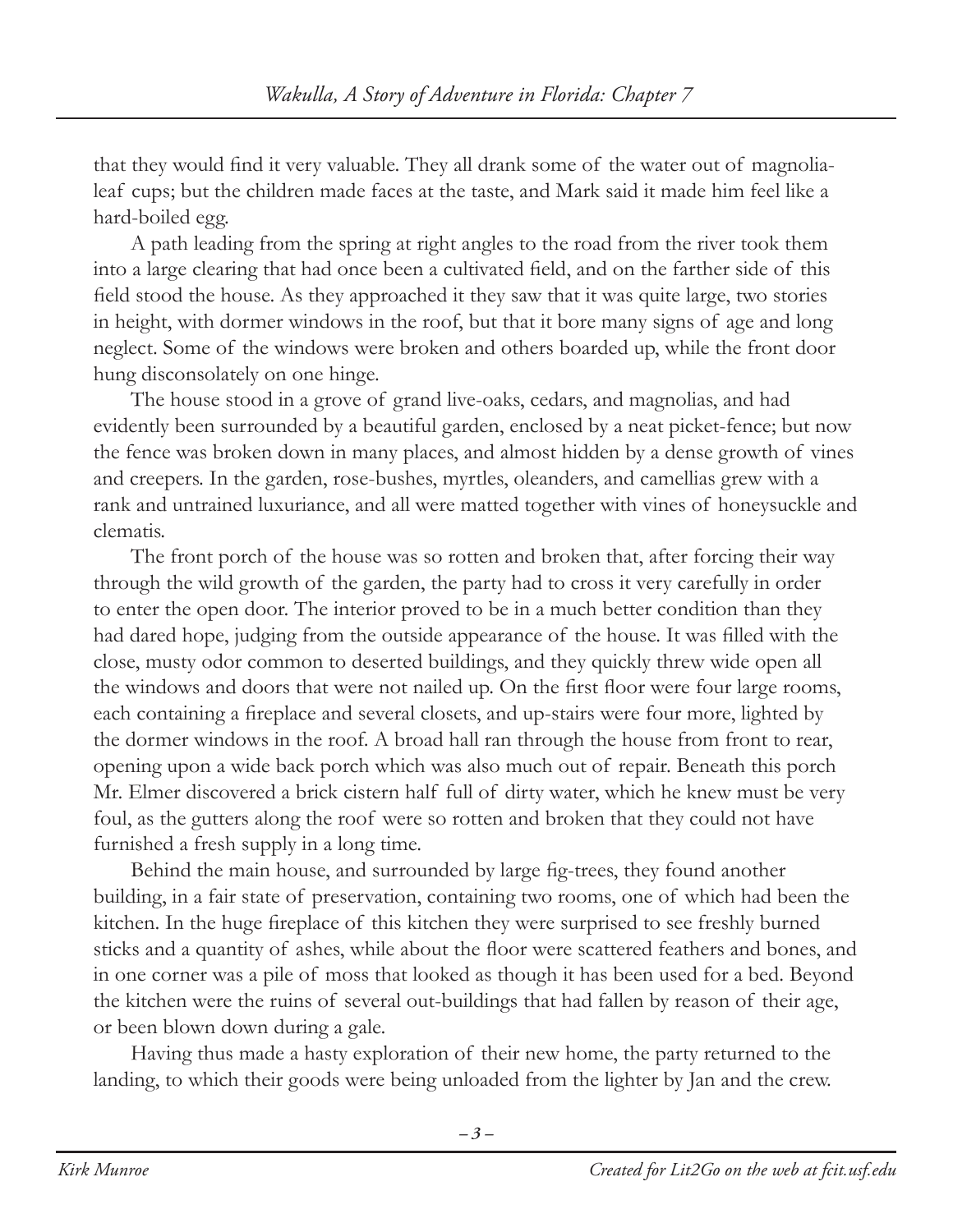that they would find it very valuable. They all drank some of the water out of magnolia-leaf cups; but the children made faces at the taste, and Mark said it made him feel like a hard-boiled egg.

A path leading from the spring at right angles to the road from the river took them into a large clearing that had once been a cultivated field, and on the farther side of this field stood the house. As they approached it they saw that it was quite large, two stories in height, with dormer windows in the roof, but that it bore many signs of age and long neglect. Some of the windows were broken and others boarded up, while the front door hung disconsolately on one hinge.

The house stood in a grove of grand live-oaks, cedars, and magnolias, and had evidently been surrounded by a beautiful garden, enclosed by a neat picket-fence; but now the fence was broken down in many places, and almost hidden by a dense growth of vines and creepers. In the garden, rose-bushes, myrtles, oleanders, and camellias grew with a rank and untrained luxuriance, and all were matted together with vines of honeysuckle and clematis.

The front porch of the house was so rotten and broken that, after forcing their way through the wild growth of the garden, the party had to cross it very carefully in order to enter the open door. The interior proved to be in a much better condition than they had dared hope, judging from the outside appearance of the house. It was filled with the close, musty odor common to deserted buildings, and they quickly threw wide open all the windows and doors that were not nailed up. On the first floor were four large rooms, each containing a fireplace and several closets, and up-stairs were four more, lighted by the dormer windows in the roof. A broad hall ran through the house from front to rear, opening upon a wide back porch which was also much out of repair. Beneath this porch Mr. Elmer discovered a brick cistern half full of dirty water, which he knew must be very foul, as the gutters along the roof were so rotten and broken that they could not have furnished a fresh supply in a long time.

Behind the main house, and surrounded by large fig-trees, they found another building, in a fair state of preservation, containing two rooms, one of which had been the kitchen. In the huge fireplace of this kitchen they were surprised to see freshly burned sticks and a quantity of ashes, while about the floor were scattered feathers and bones, and in one corner was a pile of moss that looked as though it has been used for a bed. Beyond the kitchen were the ruins of several out-buildings that had fallen by reason of their age, or been blown down during a gale.

Having thus made a hasty exploration of their new home, the party returned to the landing, to which their goods were being unloaded from the lighter by Jan and the crew.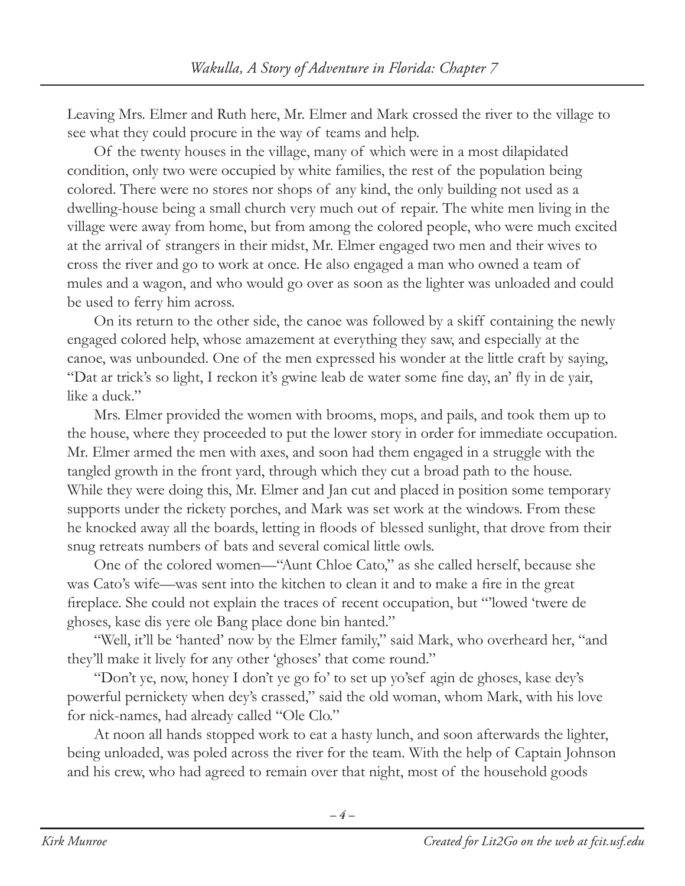Leaving Mrs. Elmer and Ruth here, Mr. Elmer and Mark crossed the river to the village to see what they could procure in the way of teams and help.

Of the twenty houses in the village, many of which were in a most dilapidated condition, only two were occupied by white families, the rest of the population being colored. There were no stores nor shops of any kind, the only building not used as a dwelling-house being a small church very much out of repair. The white men living in the village were away from home, but from among the colored people, who were much excited at the arrival of strangers in their midst, Mr. Elmer engaged two men and their wives to cross the river and go to work at once. He also engaged a man who owned a team of mules and a wagon, and who would go over as soon as the lighter was unloaded and could be used to ferry him across.

On its return to the other side, the canoe was followed by a skiff containing the newly engaged colored help, whose amazement at everything they saw, and especially at the canoe, was unbounded. One of the men expressed his wonder at the little craft by saying, "Dat ar trick's so light, I reckon it's gwine leab de water some fine day, an' fly in de yair, like a duck."

Mrs. Elmer provided the women with brooms, mops, and pails, and took them up to the house, where they proceeded to put the lower story in order for immediate occupation. Mr. Elmer armed the men with axes, and soon had them engaged in a struggle with the tangled growth in the front yard, through which they cut a broad path to the house. While they were doing this, Mr. Elmer and Jan cut and placed in position some temporary supports under the rickety porches, and Mark was set work at the windows. From these he knocked away all the boards, letting in floods of blessed sunlight, that drove from their snug retreats numbers of bats and several comical little owls.

One of the colored women—"Aunt Chloe Cato," as she called herself, because she was Cato's wife—was sent into the kitchen to clean it and to make a fire in the great fireplace. She could not explain the traces of recent occupation, but "'lowed 'twere de ghoses, kase dis yere ole Bang place done bin hanted."

"Well, it'll be 'hanted' now by the Elmer family," said Mark, who overheard her, "and they'll make it lively for any other 'ghoses' that come round."

"Don't ye, now, honey I don't ye go fo' to set up yo'sef agin de ghoses, kase dey's powerful pernickety when dey's crassed," said the old woman, whom Mark, with his love for nick-names, had already called "Ole Clo."

At noon all hands stopped work to eat a hasty lunch, and soon afterwards the lighter, being unloaded, was poled across the river for the team. With the help of Captain Johnson and his crew, who had agreed to remain over that night, most of the household goods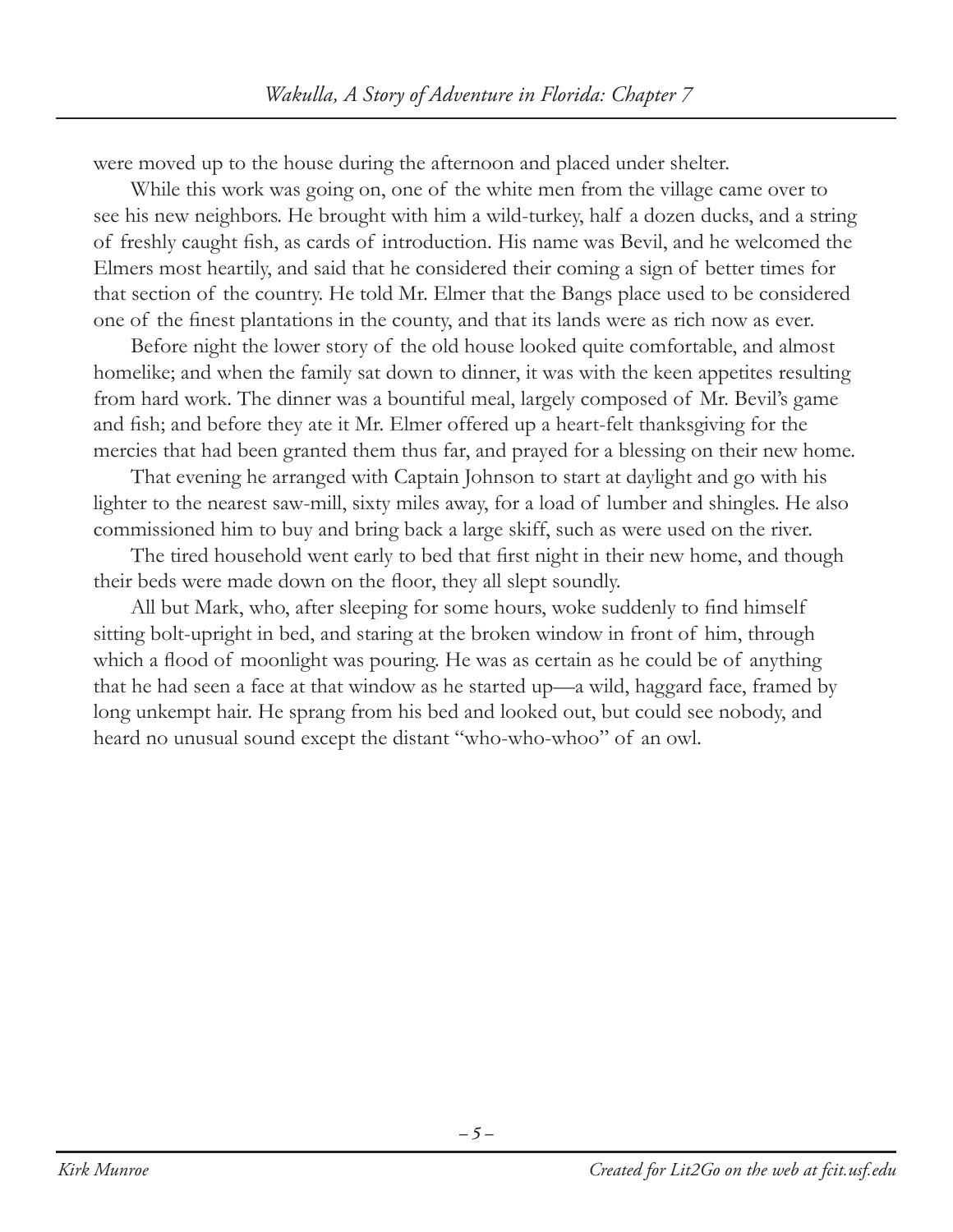were moved up to the house during the afternoon and placed under shelter.

While this work was going on, one of the white men from the village came over to see his new neighbors. He brought with him a wild-turkey, half a dozen ducks, and a string of freshly caught fish, as cards of introduction. His name was Bevil, and he welcomed the Elmers most heartily, and said that he considered their coming a sign of better times for that section of the country. He told Mr. Elmer that the Bangs place used to be considered one of the finest plantations in the county, and that its lands were as rich now as ever.

Before night the lower story of the old house looked quite comfortable, and almost homelike; and when the family sat down to dinner, it was with the keen appetites resulting from hard work. The dinner was a bountiful meal, largely composed of Mr. Bevil's game and fish; and before they ate it Mr. Elmer offered up a heart-felt thanksgiving for the mercies that had been granted them thus far, and prayed for a blessing on their new home.

That evening he arranged with Captain Johnson to start at daylight and go with his lighter to the nearest saw-mill, sixty miles away, for a load of lumber and shingles. He also commissioned him to buy and bring back a large skiff, such as were used on the river.

The tired household went early to bed that first night in their new home, and though their beds were made down on the floor, they all slept soundly.

All but Mark, who, after sleeping for some hours, woke suddenly to find himself sitting bolt-upright in bed, and staring at the broken window in front of him, through which a flood of moonlight was pouring. He was as certain as he could be of anything that he had seen a face at that window as he started up—a wild, haggard face, framed by long unkempt hair. He sprang from his bed and looked out, but could see nobody, and heard no unusual sound except the distant "who-who-whoo" of an owl.